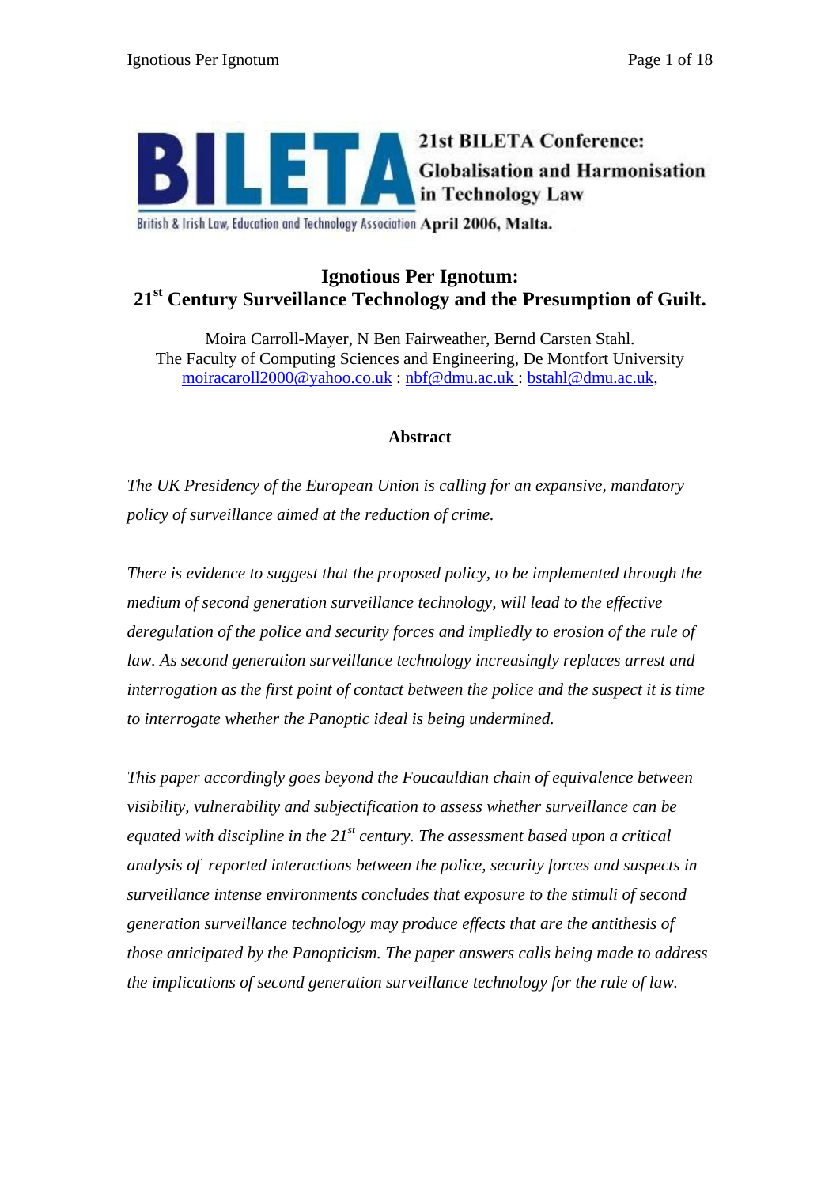**21st BILETA Conference: Globalisation and Harmonisation in Technology Law**

British & Irish Law, Education and Technology Association April 2006, Malta.

# Ignotious Per Ignotum: 21st Century Surveillance Technology and the Presumption of Guilt.

Moira Carroll-Mayer, N Ben Fairweather, Bernd Carsten Stahl.
The Faculty of Computing Sciences and Engineering, De Montfort University
moiracaroll2000@yahoo.co.uk : nbf@dmu.ac.uk : bstahl@dmu.ac.uk,

## Abstract

*The UK Presidency of the European Union is calling for an expansive, mandatory policy of surveillance aimed at the reduction of crime.*

*There is evidence to suggest that the proposed policy, to be implemented through the medium of second generation surveillance technology, will lead to the effective deregulation of the police and security forces and impliedly to erosion of the rule of law. As second generation surveillance technology increasingly replaces arrest and interrogation as the first point of contact between the police and the suspect it is time to interrogate whether the Panoptic ideal is being undermined.*

*This paper accordingly goes beyond the Foucauldian chain of equivalence between visibility, vulnerability and subjectification to assess whether surveillance can be equated with discipline in the 21st century. The assessment based upon a critical analysis of reported interactions between the police, security forces and suspects in surveillance intense environments concludes that exposure to the stimuli of second generation surveillance technology may produce effects that are the antithesis of those anticipated by the Panopticism. The paper answers calls being made to address the implications of second generation surveillance technology for the rule of law.*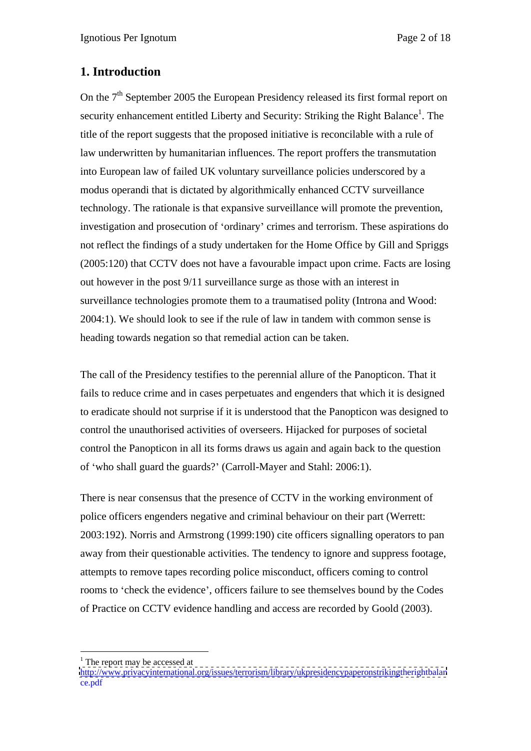## 1. Introduction

On the 7th September 2005 the European Presidency released its first formal report on security enhancement entitled Liberty and Security: Striking the Right Balance[1]. The title of the report suggests that the proposed initiative is reconcilable with a rule of law underwritten by humanitarian influences. The report proffers the transmutation into European law of failed UK voluntary surveillance policies underscored by a modus operandi that is dictated by algorithmically enhanced CCTV surveillance technology. The rationale is that expansive surveillance will promote the prevention, investigation and prosecution of 'ordinary' crimes and terrorism. These aspirations do not reflect the findings of a study undertaken for the Home Office by Gill and Spriggs (2005:120) that CCTV does not have a favourable impact upon crime. Facts are losing out however in the post 9/11 surveillance surge as those with an interest in surveillance technologies promote them to a traumatised polity (Introna and Wood: 2004:1). We should look to see if the rule of law in tandem with common sense is heading towards negation so that remedial action can be taken.

The call of the Presidency testifies to the perennial allure of the Panopticon. That it fails to reduce crime and in cases perpetuates and engenders that which it is designed to eradicate should not surprise if it is understood that the Panopticon was designed to control the unauthorised activities of overseers. Hijacked for purposes of societal control the Panopticon in all its forms draws us again and again back to the question of 'who shall guard the guards?' (Carroll-Mayer and Stahl: 2006:1).

There is near consensus that the presence of CCTV in the working environment of police officers engenders negative and criminal behaviour on their part (Werrett: 2003:192). Norris and Armstrong (1999:190) cite officers signalling operators to pan away from their questionable activities. The tendency to ignore and suppress footage, attempts to remove tapes recording police misconduct, officers coming to control rooms to 'check the evidence', officers failure to see themselves bound by the Codes of Practice on CCTV evidence handling and access are recorded by Goold (2003).

---

[1] The report may be accessed at http://www.privacyinternational.org/issues/terrorism/library/ukpresidencypaperonstrikingtherightbalance.pdf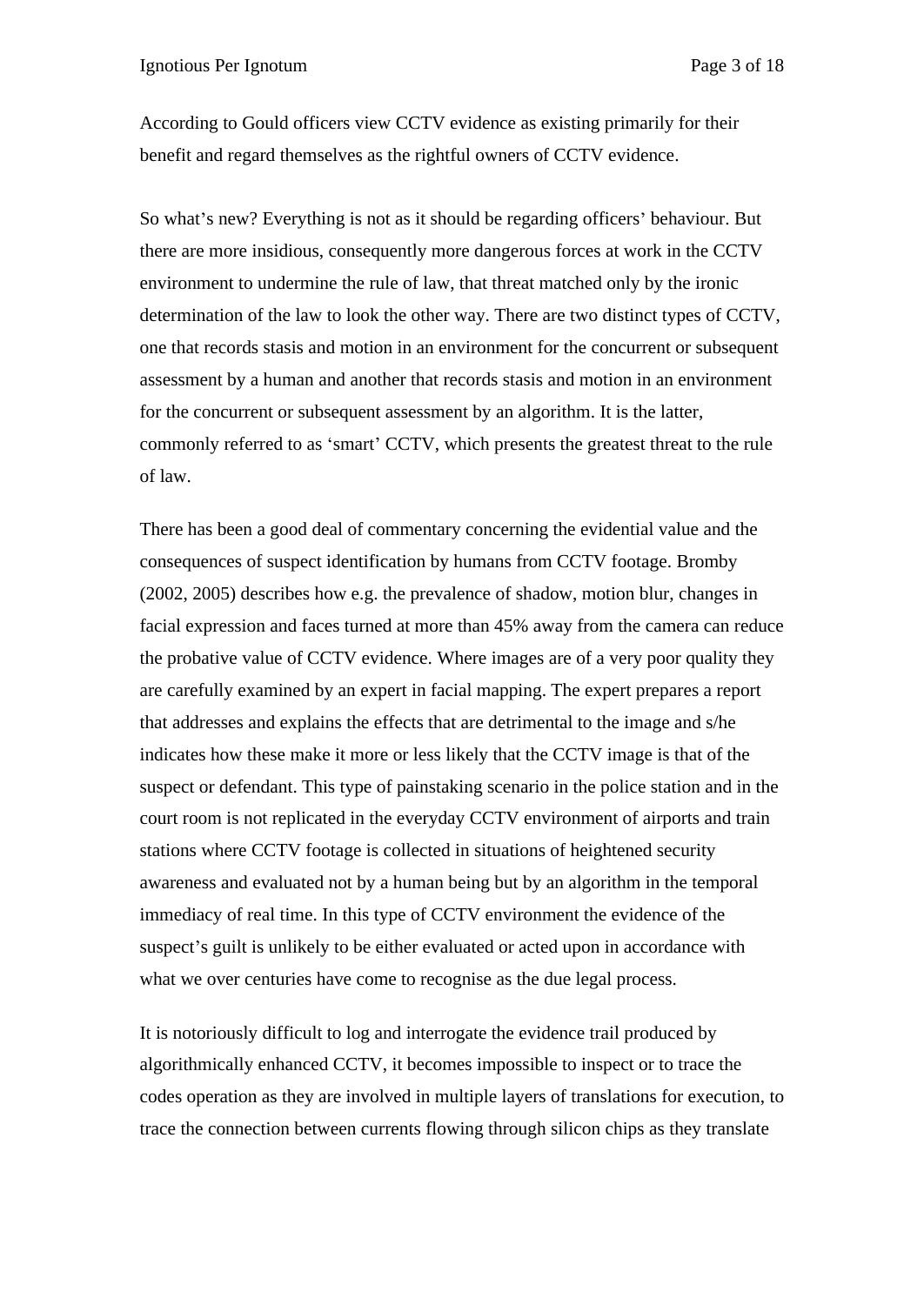According to Gould officers view CCTV evidence as existing primarily for their benefit and regard themselves as the rightful owners of CCTV evidence.

So what's new? Everything is not as it should be regarding officers' behaviour. But there are more insidious, consequently more dangerous forces at work in the CCTV environment to undermine the rule of law, that threat matched only by the ironic determination of the law to look the other way. There are two distinct types of CCTV, one that records stasis and motion in an environment for the concurrent or subsequent assessment by a human and another that records stasis and motion in an environment for the concurrent or subsequent assessment by an algorithm. It is the latter, commonly referred to as 'smart' CCTV, which presents the greatest threat to the rule of law.

There has been a good deal of commentary concerning the evidential value and the consequences of suspect identification by humans from CCTV footage. Bromby (2002, 2005) describes how e.g. the prevalence of shadow, motion blur, changes in facial expression and faces turned at more than 45% away from the camera can reduce the probative value of CCTV evidence. Where images are of a very poor quality they are carefully examined by an expert in facial mapping. The expert prepares a report that addresses and explains the effects that are detrimental to the image and s/he indicates how these make it more or less likely that the CCTV image is that of the suspect or defendant. This type of painstaking scenario in the police station and in the court room is not replicated in the everyday CCTV environment of airports and train stations where CCTV footage is collected in situations of heightened security awareness and evaluated not by a human being but by an algorithm in the temporal immediacy of real time. In this type of CCTV environment the evidence of the suspect's guilt is unlikely to be either evaluated or acted upon in accordance with what we over centuries have come to recognise as the due legal process.

It is notoriously difficult to log and interrogate the evidence trail produced by algorithmically enhanced CCTV, it becomes impossible to inspect or to trace the codes operation as they are involved in multiple layers of translations for execution, to trace the connection between currents flowing through silicon chips as they translate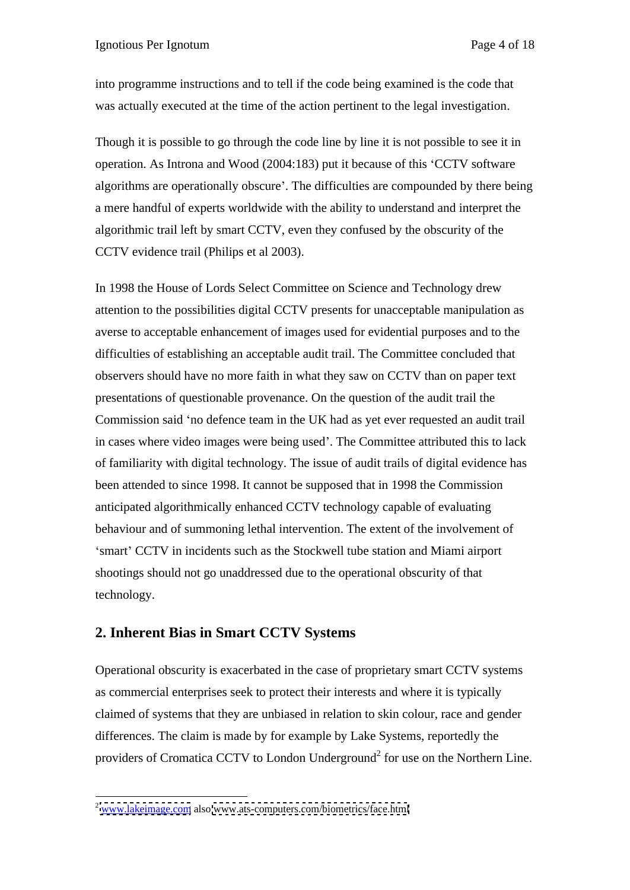into programme instructions and to tell if the code being examined is the code that was actually executed at the time of the action pertinent to the legal investigation.

Though it is possible to go through the code line by line it is not possible to see it in operation. As Introna and Wood (2004:183) put it because of this 'CCTV software algorithms are operationally obscure'. The difficulties are compounded by there being a mere handful of experts worldwide with the ability to understand and interpret the algorithmic trail left by smart CCTV, even they confused by the obscurity of the CCTV evidence trail (Philips et al 2003).

In 1998 the House of Lords Select Committee on Science and Technology drew attention to the possibilities digital CCTV presents for unacceptable manipulation as averse to acceptable enhancement of images used for evidential purposes and to the difficulties of establishing an acceptable audit trail. The Committee concluded that observers should have no more faith in what they saw on CCTV than on paper text presentations of questionable provenance. On the question of the audit trail the Commission said 'no defence team in the UK had as yet ever requested an audit trail in cases where video images were being used'. The Committee attributed this to lack of familiarity with digital technology. The issue of audit trails of digital evidence has been attended to since 1998. It cannot be supposed that in 1998 the Commission anticipated algorithmically enhanced CCTV technology capable of evaluating behaviour and of summoning lethal intervention. The extent of the involvement of 'smart' CCTV in incidents such as the Stockwell tube station and Miami airport shootings should not go unaddressed due to the operational obscurity of that technology.

## 2. Inherent Bias in Smart CCTV Systems

Operational obscurity is exacerbated in the case of proprietary smart CCTV systems as commercial enterprises seek to protect their interests and where it is typically claimed of systems that they are unbiased in relation to skin colour, race and gender differences. The claim is made by for example by Lake Systems, reportedly the providers of Cromatica CCTV to London Underground[2] for use on the Northern Line.

[2] www.lakeimage.com also www.ats-computers.com/biometrics/face.html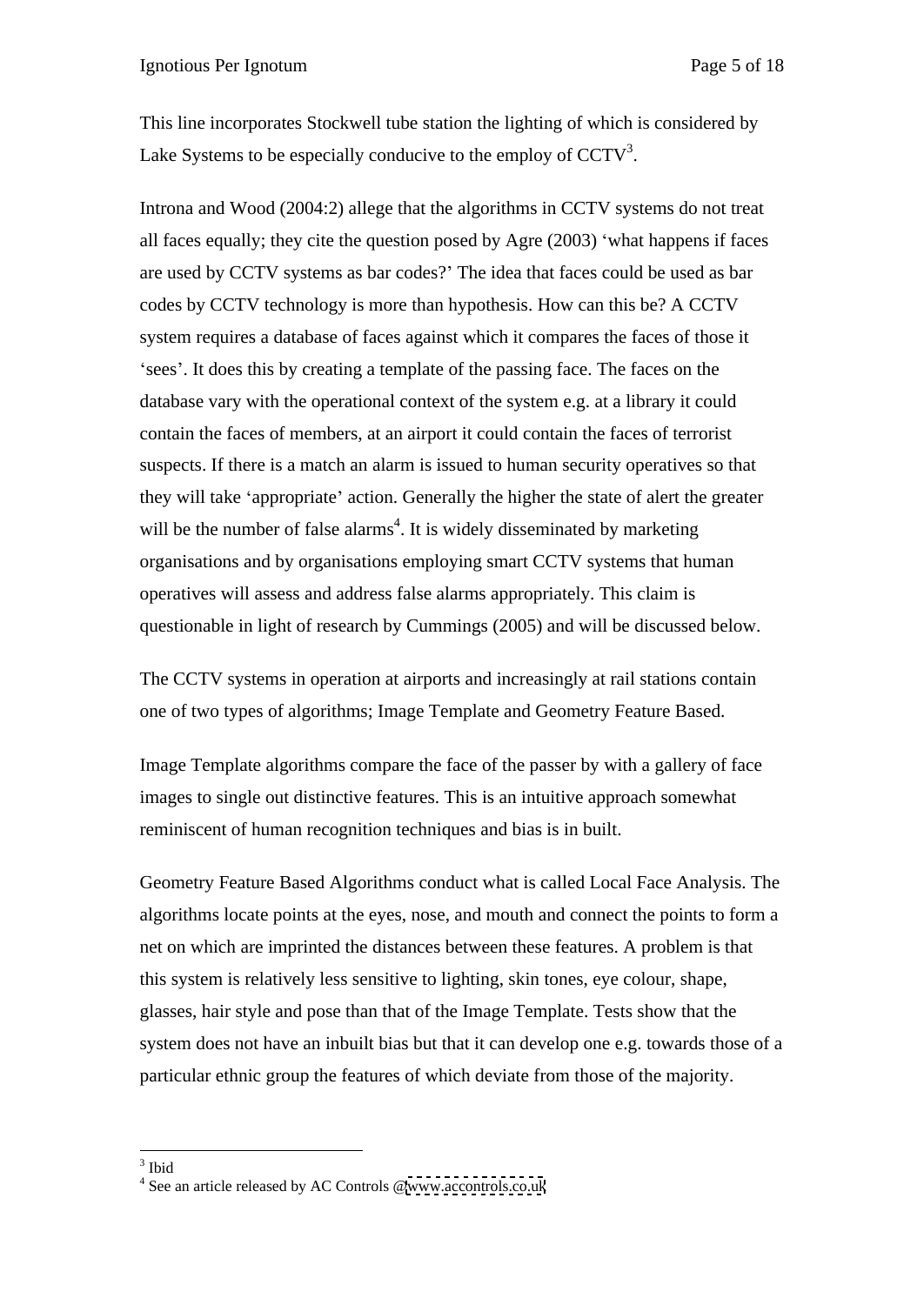This line incorporates Stockwell tube station the lighting of which is considered by Lake Systems to be especially conducive to the employ of CCTV[3].

Introna and Wood (2004:2) allege that the algorithms in CCTV systems do not treat all faces equally; they cite the question posed by Agre (2003) 'what happens if faces are used by CCTV systems as bar codes?' The idea that faces could be used as bar codes by CCTV technology is more than hypothesis. How can this be? A CCTV system requires a database of faces against which it compares the faces of those it 'sees'. It does this by creating a template of the passing face. The faces on the database vary with the operational context of the system e.g. at a library it could contain the faces of members, at an airport it could contain the faces of terrorist suspects. If there is a match an alarm is issued to human security operatives so that they will take 'appropriate' action. Generally the higher the state of alert the greater will be the number of false alarms[4]. It is widely disseminated by marketing organisations and by organisations employing smart CCTV systems that human operatives will assess and address false alarms appropriately. This claim is questionable in light of research by Cummings (2005) and will be discussed below.

The CCTV systems in operation at airports and increasingly at rail stations contain one of two types of algorithms; Image Template and Geometry Feature Based.

Image Template algorithms compare the face of the passer by with a gallery of face images to single out distinctive features. This is an intuitive approach somewhat reminiscent of human recognition techniques and bias is in built.

Geometry Feature Based Algorithms conduct what is called Local Face Analysis. The algorithms locate points at the eyes, nose, and mouth and connect the points to form a net on which are imprinted the distances between these features. A problem is that this system is relatively less sensitive to lighting, skin tones, eye colour, shape, glasses, hair style and pose than that of the Image Template. Tests show that the system does not have an inbuilt bias but that it can develop one e.g. towards those of a particular ethnic group the features of which deviate from those of the majority.

---

[3] Ibid

[4] See an article released by AC Controls @www.accontrols.co.uk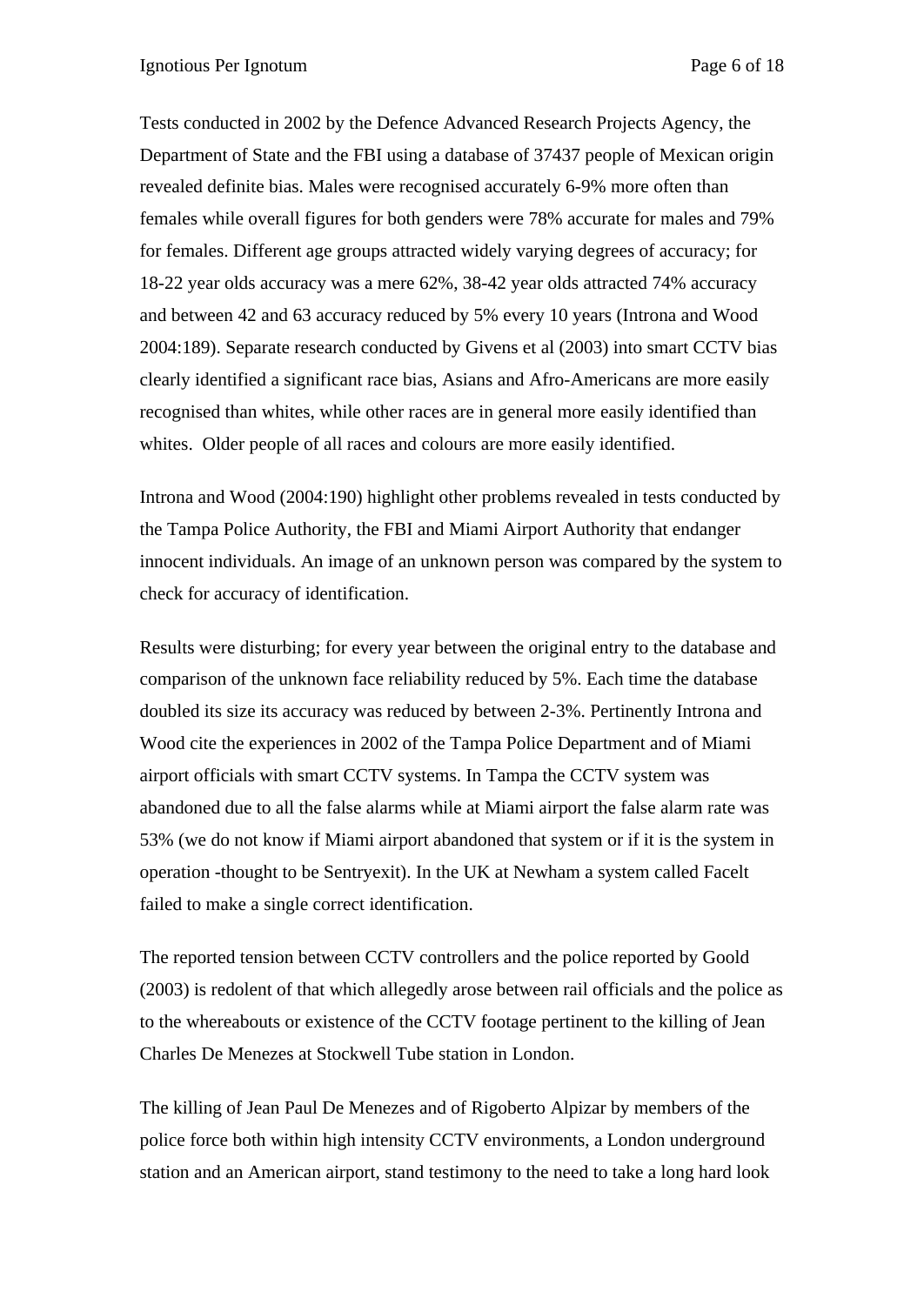Tests conducted in 2002 by the Defence Advanced Research Projects Agency, the Department of State and the FBI using a database of 37437 people of Mexican origin revealed definite bias. Males were recognised accurately 6-9% more often than females while overall figures for both genders were 78% accurate for males and 79% for females. Different age groups attracted widely varying degrees of accuracy; for 18-22 year olds accuracy was a mere 62%, 38-42 year olds attracted 74% accuracy and between 42 and 63 accuracy reduced by 5% every 10 years (Introna and Wood 2004:189). Separate research conducted by Givens et al (2003) into smart CCTV bias clearly identified a significant race bias, Asians and Afro-Americans are more easily recognised than whites, while other races are in general more easily identified than whites.  Older people of all races and colours are more easily identified.

Introna and Wood (2004:190) highlight other problems revealed in tests conducted by the Tampa Police Authority, the FBI and Miami Airport Authority that endanger innocent individuals. An image of an unknown person was compared by the system to check for accuracy of identification.

Results were disturbing; for every year between the original entry to the database and comparison of the unknown face reliability reduced by 5%. Each time the database doubled its size its accuracy was reduced by between 2-3%. Pertinently Introna and Wood cite the experiences in 2002 of the Tampa Police Department and of Miami airport officials with smart CCTV systems. In Tampa the CCTV system was abandoned due to all the false alarms while at Miami airport the false alarm rate was 53% (we do not know if Miami airport abandoned that system or if it is the system in operation -thought to be Sentryexit). In the UK at Newham a system called FaceIt failed to make a single correct identification.

The reported tension between CCTV controllers and the police reported by Goold (2003) is redolent of that which allegedly arose between rail officials and the police as to the whereabouts or existence of the CCTV footage pertinent to the killing of Jean Charles De Menezes at Stockwell Tube station in London.

The killing of Jean Paul De Menezes and of Rigoberto Alpizar by members of the police force both within high intensity CCTV environments, a London underground station and an American airport, stand testimony to the need to take a long hard look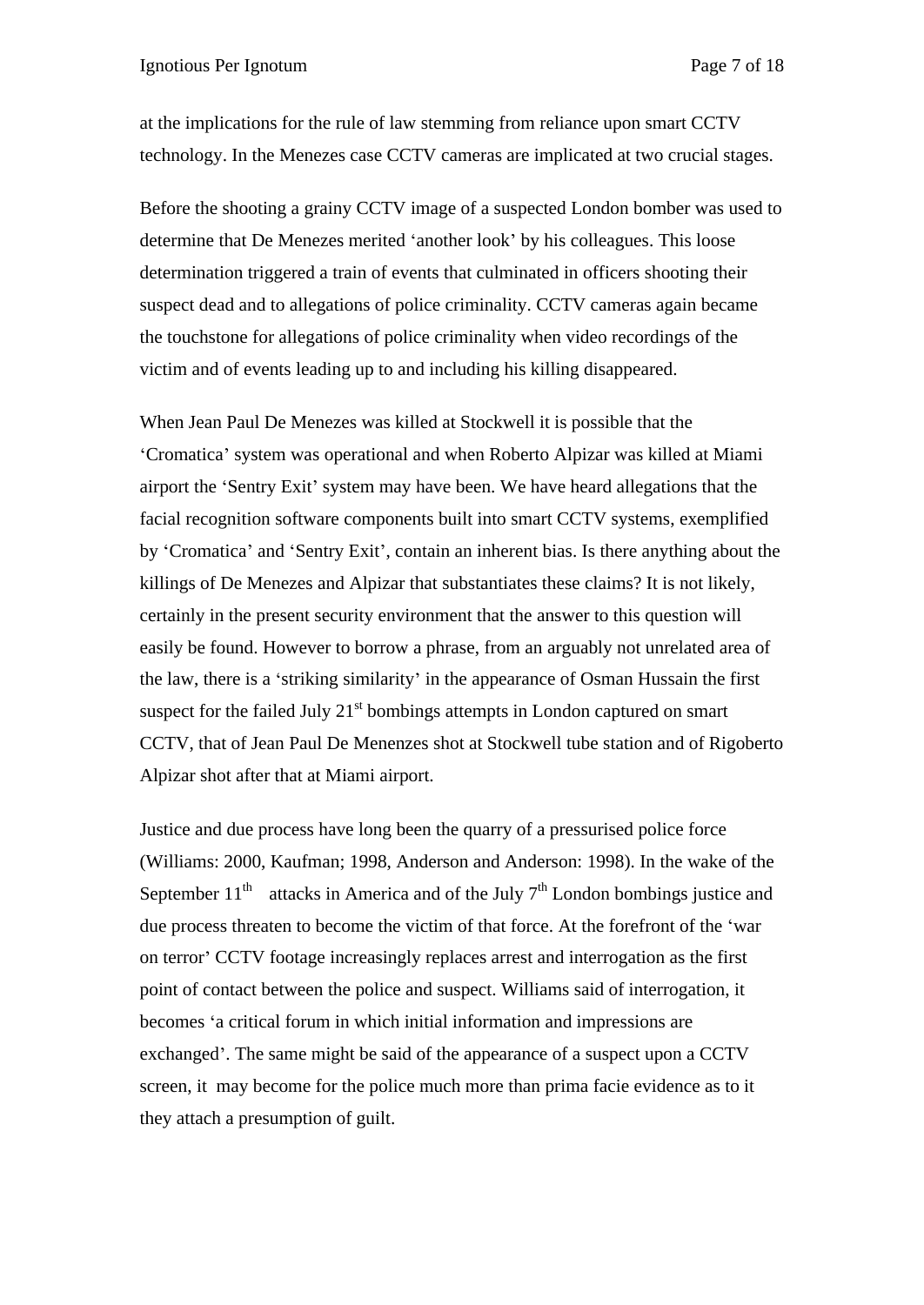at the implications for the rule of law stemming from reliance upon smart CCTV technology. In the Menezes case CCTV cameras are implicated at two crucial stages.

Before the shooting a grainy CCTV image of a suspected London bomber was used to determine that De Menezes merited 'another look' by his colleagues. This loose determination triggered a train of events that culminated in officers shooting their suspect dead and to allegations of police criminality. CCTV cameras again became the touchstone for allegations of police criminality when video recordings of the victim and of events leading up to and including his killing disappeared.

When Jean Paul De Menezes was killed at Stockwell it is possible that the 'Cromatica' system was operational and when Roberto Alpizar was killed at Miami airport the 'Sentry Exit' system may have been. We have heard allegations that the facial recognition software components built into smart CCTV systems, exemplified by 'Cromatica' and 'Sentry Exit', contain an inherent bias. Is there anything about the killings of De Menezes and Alpizar that substantiates these claims? It is not likely, certainly in the present security environment that the answer to this question will easily be found. However to borrow a phrase, from an arguably not unrelated area of the law, there is a 'striking similarity' in the appearance of Osman Hussain the first suspect for the failed July 21st bombings attempts in London captured on smart CCTV, that of Jean Paul De Menenzes shot at Stockwell tube station and of Rigoberto Alpizar shot after that at Miami airport.

Justice and due process have long been the quarry of a pressurised police force (Williams: 2000, Kaufman; 1998, Anderson and Anderson: 1998). In the wake of the September 11th attacks in America and of the July 7th London bombings justice and due process threaten to become the victim of that force. At the forefront of the 'war on terror' CCTV footage increasingly replaces arrest and interrogation as the first point of contact between the police and suspect. Williams said of interrogation, it becomes 'a critical forum in which initial information and impressions are exchanged'. The same might be said of the appearance of a suspect upon a CCTV screen, it may become for the police much more than prima facie evidence as to it they attach a presumption of guilt.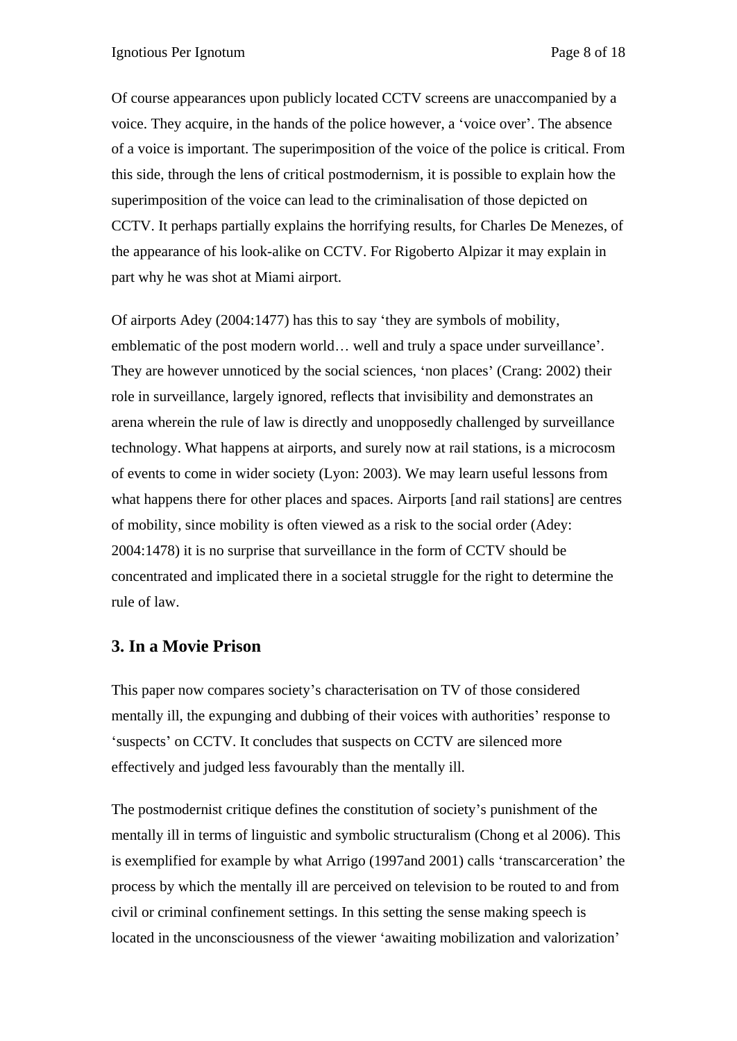Of course appearances upon publicly located CCTV screens are unaccompanied by a voice. They acquire, in the hands of the police however, a 'voice over'. The absence of a voice is important. The superimposition of the voice of the police is critical. From this side, through the lens of critical postmodernism, it is possible to explain how the superimposition of the voice can lead to the criminalisation of those depicted on CCTV. It perhaps partially explains the horrifying results, for Charles De Menezes, of the appearance of his look-alike on CCTV. For Rigoberto Alpizar it may explain in part why he was shot at Miami airport.

Of airports Adey (2004:1477) has this to say 'they are symbols of mobility, emblematic of the post modern world… well and truly a space under surveillance'. They are however unnoticed by the social sciences, 'non places' (Crang: 2002) their role in surveillance, largely ignored, reflects that invisibility and demonstrates an arena wherein the rule of law is directly and unopposedly challenged by surveillance technology. What happens at airports, and surely now at rail stations, is a microcosm of events to come in wider society (Lyon: 2003). We may learn useful lessons from what happens there for other places and spaces. Airports [and rail stations] are centres of mobility, since mobility is often viewed as a risk to the social order (Adey: 2004:1478) it is no surprise that surveillance in the form of CCTV should be concentrated and implicated there in a societal struggle for the right to determine the rule of law.

## 3. In a Movie Prison

This paper now compares society's characterisation on TV of those considered mentally ill, the expunging and dubbing of their voices with authorities' response to 'suspects' on CCTV. It concludes that suspects on CCTV are silenced more effectively and judged less favourably than the mentally ill.

The postmodernist critique defines the constitution of society's punishment of the mentally ill in terms of linguistic and symbolic structuralism (Chong et al 2006). This is exemplified for example by what Arrigo (1997and 2001) calls 'transcarceration' the process by which the mentally ill are perceived on television to be routed to and from civil or criminal confinement settings. In this setting the sense making speech is located in the unconsciousness of the viewer 'awaiting mobilization and valorization'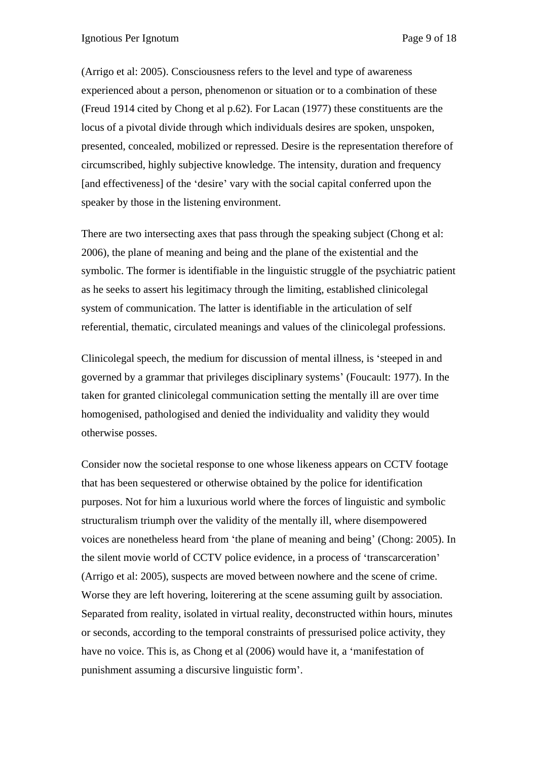(Arrigo et al: 2005). Consciousness refers to the level and type of awareness experienced about a person, phenomenon or situation or to a combination of these (Freud 1914 cited by Chong et al p.62). For Lacan (1977) these constituents are the locus of a pivotal divide through which individuals desires are spoken, unspoken, presented, concealed, mobilized or repressed. Desire is the representation therefore of circumscribed, highly subjective knowledge. The intensity, duration and frequency [and effectiveness] of the 'desire' vary with the social capital conferred upon the speaker by those in the listening environment.

There are two intersecting axes that pass through the speaking subject (Chong et al: 2006), the plane of meaning and being and the plane of the existential and the symbolic. The former is identifiable in the linguistic struggle of the psychiatric patient as he seeks to assert his legitimacy through the limiting, established clinicolegal system of communication. The latter is identifiable in the articulation of self referential, thematic, circulated meanings and values of the clinicolegal professions.

Clinicolegal speech, the medium for discussion of mental illness, is 'steeped in and governed by a grammar that privileges disciplinary systems' (Foucault: 1977). In the taken for granted clinicolegal communication setting the mentally ill are over time homogenised, pathologised and denied the individuality and validity they would otherwise posses.

Consider now the societal response to one whose likeness appears on CCTV footage that has been sequestered or otherwise obtained by the police for identification purposes. Not for him a luxurious world where the forces of linguistic and symbolic structuralism triumph over the validity of the mentally ill, where disempowered voices are nonetheless heard from 'the plane of meaning and being' (Chong: 2005). In the silent movie world of CCTV police evidence, in a process of 'transcarceration' (Arrigo et al: 2005), suspects are moved between nowhere and the scene of crime. Worse they are left hovering, loiterering at the scene assuming guilt by association. Separated from reality, isolated in virtual reality, deconstructed within hours, minutes or seconds, according to the temporal constraints of pressurised police activity, they have no voice. This is, as Chong et al (2006) would have it, a 'manifestation of punishment assuming a discursive linguistic form'.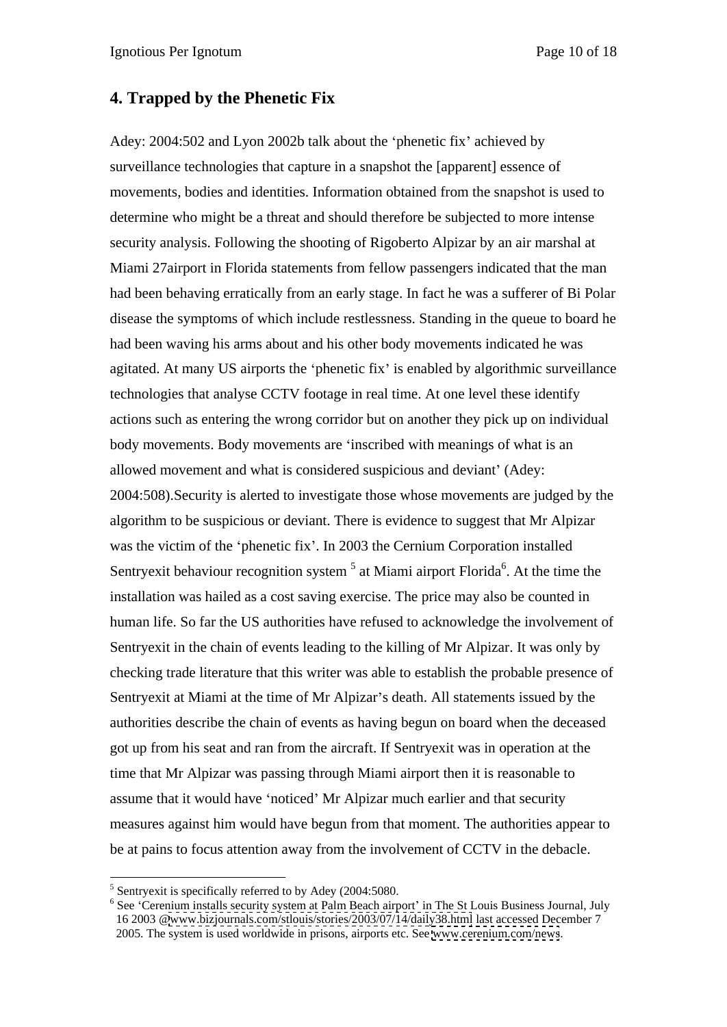## 4. Trapped by the Phenetic Fix

Adey: 2004:502 and Lyon 2002b talk about the 'phenetic fix' achieved by surveillance technologies that capture in a snapshot the [apparent] essence of movements, bodies and identities. Information obtained from the snapshot is used to determine who might be a threat and should therefore be subjected to more intense security analysis. Following the shooting of Rigoberto Alpizar by an air marshal at Miami 27airport in Florida statements from fellow passengers indicated that the man had been behaving erratically from an early stage. In fact he was a sufferer of Bi Polar disease the symptoms of which include restlessness. Standing in the queue to board he had been waving his arms about and his other body movements indicated he was agitated. At many US airports the 'phenetic fix' is enabled by algorithmic surveillance technologies that analyse CCTV footage in real time. At one level these identify actions such as entering the wrong corridor but on another they pick up on individual body movements. Body movements are 'inscribed with meanings of what is an allowed movement and what is considered suspicious and deviant' (Adey: 2004:508).Security is alerted to investigate those whose movements are judged by the algorithm to be suspicious or deviant. There is evidence to suggest that Mr Alpizar was the victim of the 'phenetic fix'. In 2003 the Cernium Corporation installed Sentryexit behaviour recognition system [5] at Miami airport Florida[6]. At the time the installation was hailed as a cost saving exercise. The price may also be counted in human life. So far the US authorities have refused to acknowledge the involvement of Sentryexit in the chain of events leading to the killing of Mr Alpizar. It was only by checking trade literature that this writer was able to establish the probable presence of Sentryexit at Miami at the time of Mr Alpizar's death. All statements issued by the authorities describe the chain of events as having begun on board when the deceased got up from his seat and ran from the aircraft. If Sentryexit was in operation at the time that Mr Alpizar was passing through Miami airport then it is reasonable to assume that it would have 'noticed' Mr Alpizar much earlier and that security measures against him would have begun from that moment. The authorities appear to be at pains to focus attention away from the involvement of CCTV in the debacle.

[5] Sentryexit is specifically referred to by Adey (2004:5080.

[6] See 'Cerenium installs security system at Palm Beach airport' in The St Louis Business Journal, July 16 2003 @www.bizjournals.com/stlouis/stories/2003/07/14/daily38.html last accessed December 7 2005. The system is used worldwide in prisons, airports etc. See www.cerenium.com/news.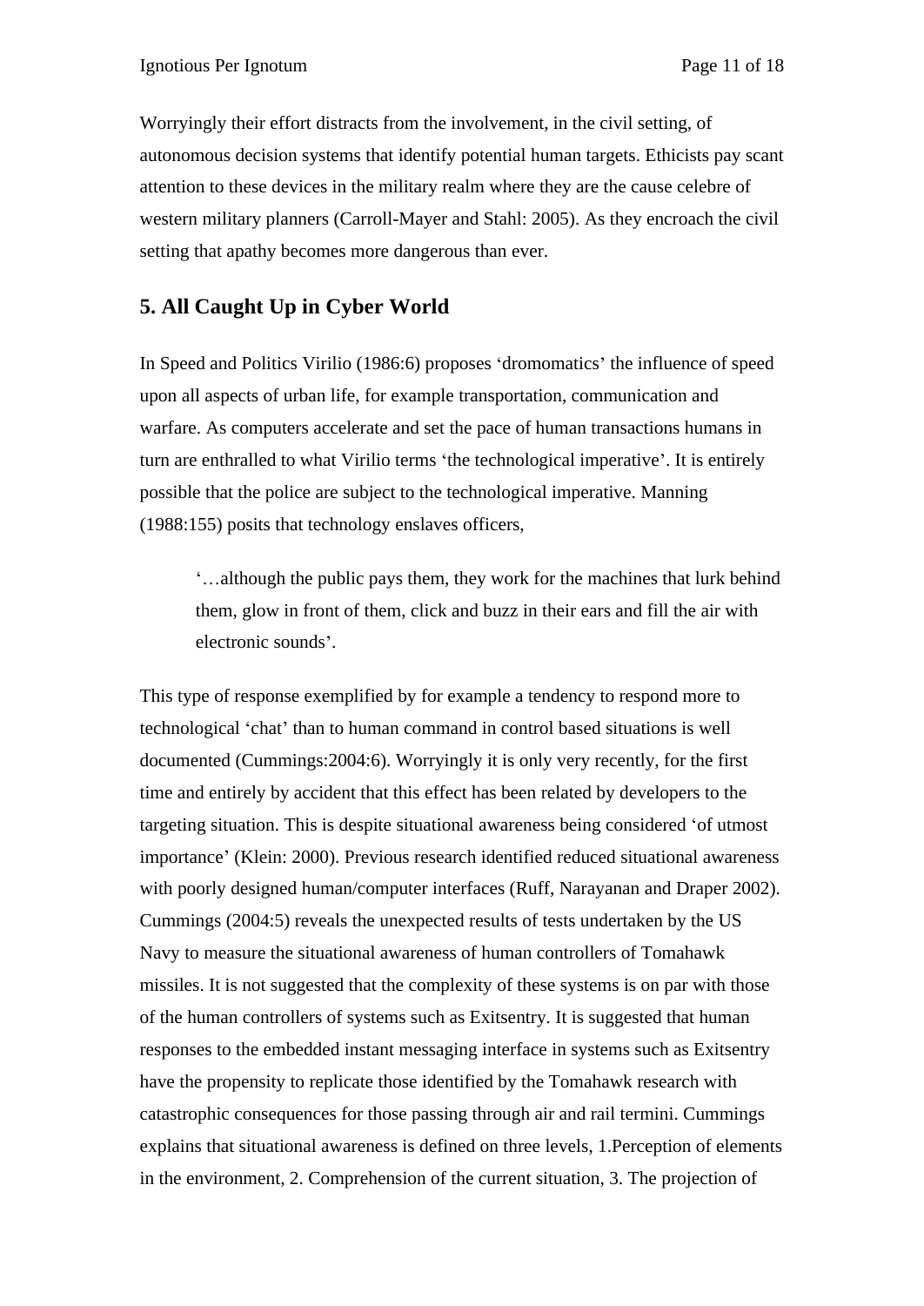Worryingly their effort distracts from the involvement, in the civil setting, of autonomous decision systems that identify potential human targets. Ethicists pay scant attention to these devices in the military realm where they are the cause celebre of western military planners (Carroll-Mayer and Stahl: 2005). As they encroach the civil setting that apathy becomes more dangerous than ever.

## 5. All Caught Up in Cyber World

In Speed and Politics Virilio (1986:6) proposes 'dromomatics' the influence of speed upon all aspects of urban life, for example transportation, communication and warfare. As computers accelerate and set the pace of human transactions humans in turn are enthralled to what Virilio terms 'the technological imperative'. It is entirely possible that the police are subject to the technological imperative. Manning (1988:155) posits that technology enslaves officers,

> '…although the public pays them, they work for the machines that lurk behind them, glow in front of them, click and buzz in their ears and fill the air with electronic sounds'.

This type of response exemplified by for example a tendency to respond more to technological 'chat' than to human command in control based situations is well documented (Cummings:2004:6). Worryingly it is only very recently, for the first time and entirely by accident that this effect has been related by developers to the targeting situation. This is despite situational awareness being considered 'of utmost importance' (Klein: 2000). Previous research identified reduced situational awareness with poorly designed human/computer interfaces (Ruff, Narayanan and Draper 2002). Cummings (2004:5) reveals the unexpected results of tests undertaken by the US Navy to measure the situational awareness of human controllers of Tomahawk missiles. It is not suggested that the complexity of these systems is on par with those of the human controllers of systems such as Exitsentry. It is suggested that human responses to the embedded instant messaging interface in systems such as Exitsentry have the propensity to replicate those identified by the Tomahawk research with catastrophic consequences for those passing through air and rail termini. Cummings explains that situational awareness is defined on three levels, 1.Perception of elements in the environment, 2. Comprehension of the current situation, 3. The projection of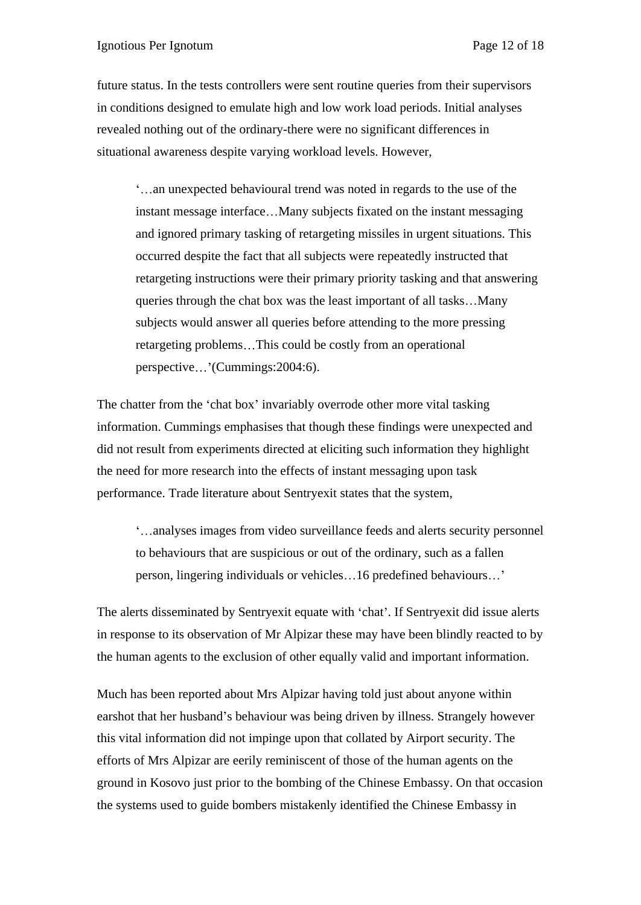future status. In the tests controllers were sent routine queries from their supervisors in conditions designed to emulate high and low work load periods. Initial analyses revealed nothing out of the ordinary-there were no significant differences in situational awareness despite varying workload levels. However,

> '…an unexpected behavioural trend was noted in regards to the use of the instant message interface…Many subjects fixated on the instant messaging and ignored primary tasking of retargeting missiles in urgent situations. This occurred despite the fact that all subjects were repeatedly instructed that retargeting instructions were their primary priority tasking and that answering queries through the chat box was the least important of all tasks…Many subjects would answer all queries before attending to the more pressing retargeting problems…This could be costly from an operational perspective…'(Cummings:2004:6).

The chatter from the 'chat box' invariably overrode other more vital tasking information. Cummings emphasises that though these findings were unexpected and did not result from experiments directed at eliciting such information they highlight the need for more research into the effects of instant messaging upon task performance. Trade literature about Sentryexit states that the system,

> '…analyses images from video surveillance feeds and alerts security personnel to behaviours that are suspicious or out of the ordinary, such as a fallen person, lingering individuals or vehicles…16 predefined behaviours…'

The alerts disseminated by Sentryexit equate with 'chat'. If Sentryexit did issue alerts in response to its observation of Mr Alpizar these may have been blindly reacted to by the human agents to the exclusion of other equally valid and important information.

Much has been reported about Mrs Alpizar having told just about anyone within earshot that her husband's behaviour was being driven by illness. Strangely however this vital information did not impinge upon that collated by Airport security. The efforts of Mrs Alpizar are eerily reminiscent of those of the human agents on the ground in Kosovo just prior to the bombing of the Chinese Embassy. On that occasion the systems used to guide bombers mistakenly identified the Chinese Embassy in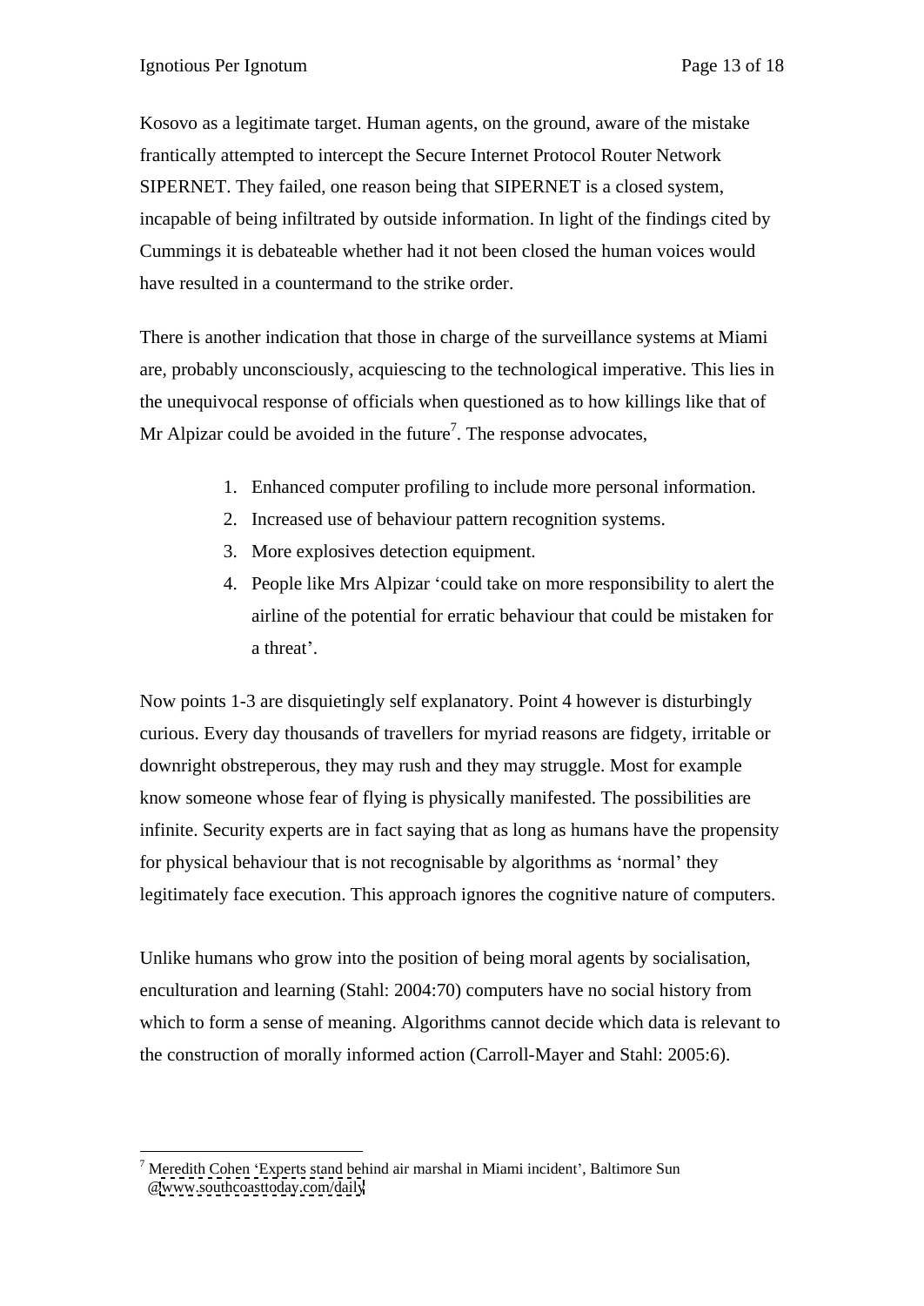Kosovo as a legitimate target. Human agents, on the ground, aware of the mistake frantically attempted to intercept the Secure Internet Protocol Router Network SIPERNET. They failed, one reason being that SIPERNET is a closed system, incapable of being infiltrated by outside information. In light of the findings cited by Cummings it is debateable whether had it not been closed the human voices would have resulted in a countermand to the strike order.

There is another indication that those in charge of the surveillance systems at Miami are, probably unconsciously, acquiescing to the technological imperative. This lies in the unequivocal response of officials when questioned as to how killings like that of Mr Alpizar could be avoided in the future[7]. The response advocates,

1. Enhanced computer profiling to include more personal information.
2. Increased use of behaviour pattern recognition systems.
3. More explosives detection equipment.
4. People like Mrs Alpizar 'could take on more responsibility to alert the airline of the potential for erratic behaviour that could be mistaken for a threat'.

Now points 1-3 are disquietingly self explanatory. Point 4 however is disturbingly curious. Every day thousands of travellers for myriad reasons are fidgety, irritable or downright obstreperous, they may rush and they may struggle. Most for example know someone whose fear of flying is physically manifested. The possibilities are infinite. Security experts are in fact saying that as long as humans have the propensity for physical behaviour that is not recognisable by algorithms as 'normal' they legitimately face execution. This approach ignores the cognitive nature of computers.

Unlike humans who grow into the position of being moral agents by socialisation, enculturation and learning (Stahl: 2004:70) computers have no social history from which to form a sense of meaning. Algorithms cannot decide which data is relevant to the construction of morally informed action (Carroll-Mayer and Stahl: 2005:6).

---

[7] Meredith Cohen 'Experts stand behind air marshal in Miami incident', Baltimore Sun @www.southcoasttoday.com/daily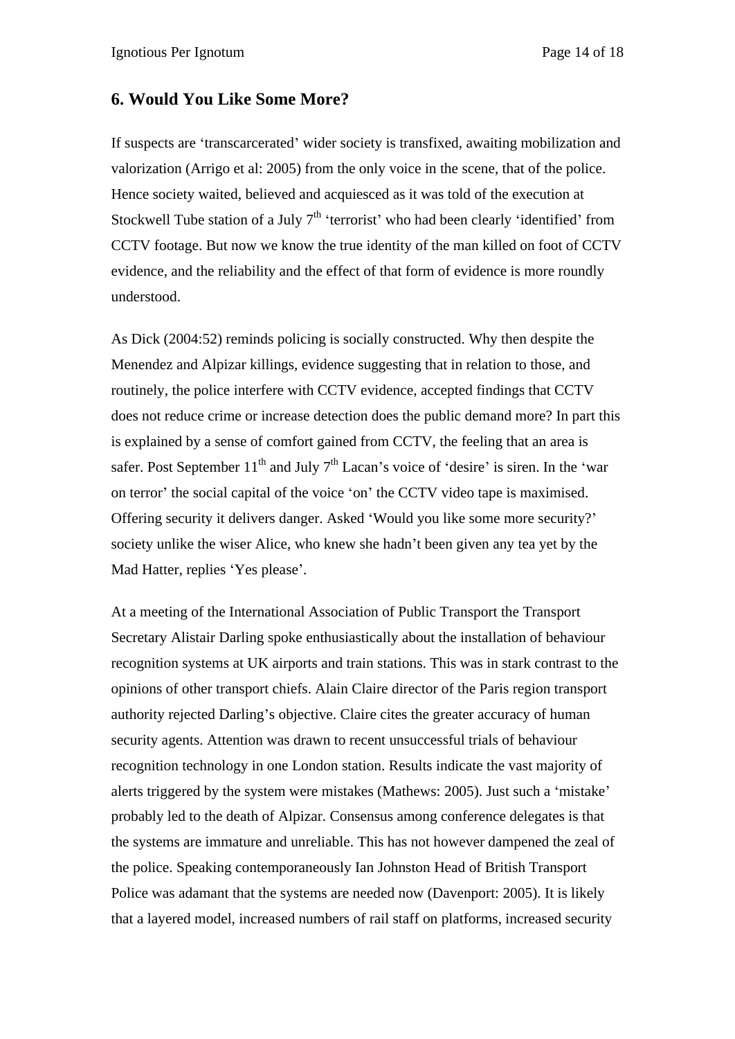## 6. Would You Like Some More?

If suspects are 'transcarcerated' wider society is transfixed, awaiting mobilization and valorization (Arrigo et al: 2005) from the only voice in the scene, that of the police. Hence society waited, believed and acquiesced as it was told of the execution at Stockwell Tube station of a July 7th 'terrorist' who had been clearly 'identified' from CCTV footage. But now we know the true identity of the man killed on foot of CCTV evidence, and the reliability and the effect of that form of evidence is more roundly understood.

As Dick (2004:52) reminds policing is socially constructed. Why then despite the Menendez and Alpizar killings, evidence suggesting that in relation to those, and routinely, the police interfere with CCTV evidence, accepted findings that CCTV does not reduce crime or increase detection does the public demand more? In part this is explained by a sense of comfort gained from CCTV, the feeling that an area is safer. Post September 11th and July 7th Lacan's voice of 'desire' is siren. In the 'war on terror' the social capital of the voice 'on' the CCTV video tape is maximised. Offering security it delivers danger. Asked 'Would you like some more security?' society unlike the wiser Alice, who knew she hadn't been given any tea yet by the Mad Hatter, replies 'Yes please'.

At a meeting of the International Association of Public Transport the Transport Secretary Alistair Darling spoke enthusiastically about the installation of behaviour recognition systems at UK airports and train stations. This was in stark contrast to the opinions of other transport chiefs. Alain Claire director of the Paris region transport authority rejected Darling's objective. Claire cites the greater accuracy of human security agents. Attention was drawn to recent unsuccessful trials of behaviour recognition technology in one London station. Results indicate the vast majority of alerts triggered by the system were mistakes (Mathews: 2005). Just such a 'mistake' probably led to the death of Alpizar. Consensus among conference delegates is that the systems are immature and unreliable. This has not however dampened the zeal of the police. Speaking contemporaneously Ian Johnston Head of British Transport Police was adamant that the systems are needed now (Davenport: 2005). It is likely that a layered model, increased numbers of rail staff on platforms, increased security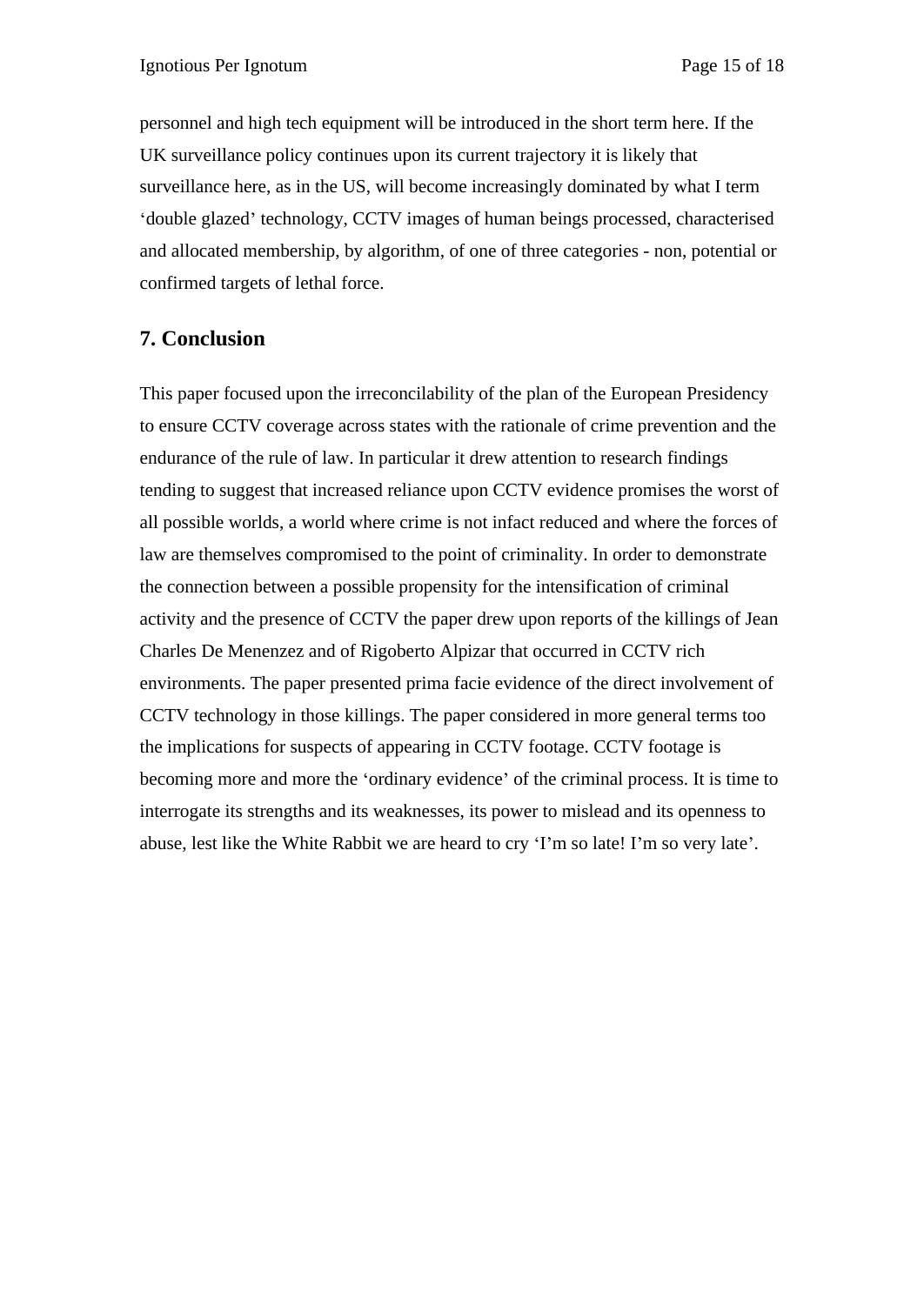personnel and high tech equipment will be introduced in the short term here. If the UK surveillance policy continues upon its current trajectory it is likely that surveillance here, as in the US, will become increasingly dominated by what I term 'double glazed' technology, CCTV images of human beings processed, characterised and allocated membership, by algorithm, of one of three categories - non, potential or confirmed targets of lethal force.

## 7. Conclusion

This paper focused upon the irreconcilability of the plan of the European Presidency to ensure CCTV coverage across states with the rationale of crime prevention and the endurance of the rule of law. In particular it drew attention to research findings tending to suggest that increased reliance upon CCTV evidence promises the worst of all possible worlds, a world where crime is not infact reduced and where the forces of law are themselves compromised to the point of criminality. In order to demonstrate the connection between a possible propensity for the intensification of criminal activity and the presence of CCTV the paper drew upon reports of the killings of Jean Charles De Menenzez and of Rigoberto Alpizar that occurred in CCTV rich environments. The paper presented prima facie evidence of the direct involvement of CCTV technology in those killings. The paper considered in more general terms too the implications for suspects of appearing in CCTV footage. CCTV footage is becoming more and more the 'ordinary evidence' of the criminal process. It is time to interrogate its strengths and its weaknesses, its power to mislead and its openness to abuse, lest like the White Rabbit we are heard to cry 'I'm so late! I'm so very late'.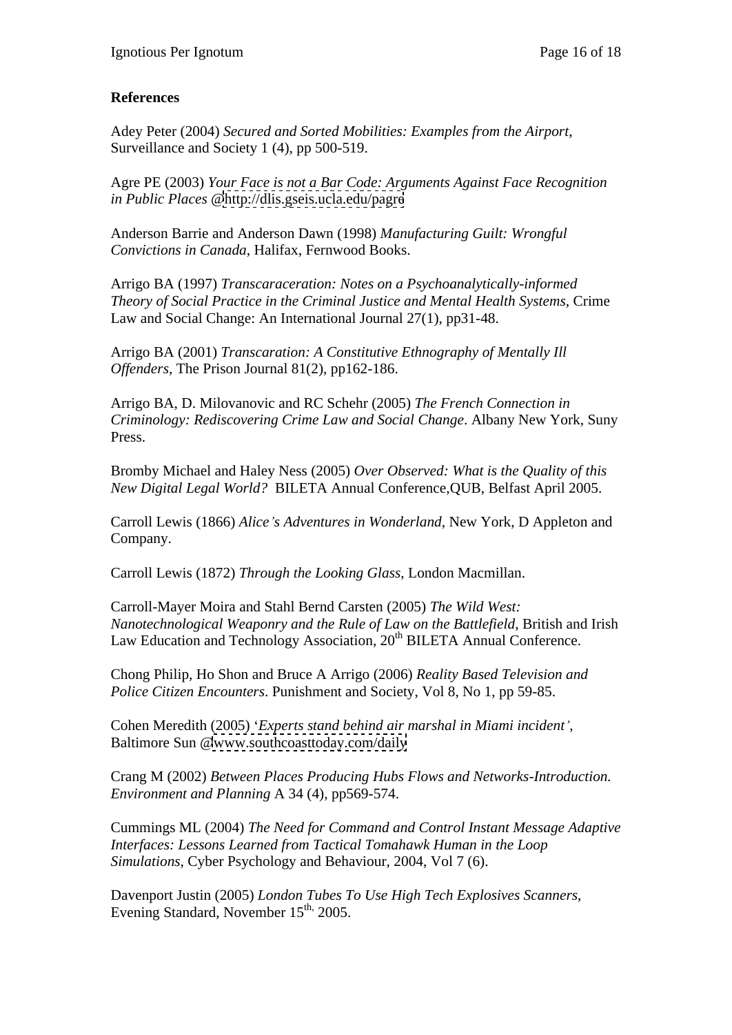**References**

Adey Peter (2004) *Secured and Sorted Mobilities: Examples from the Airport*, Surveillance and Society 1 (4), pp 500-519.

Agre PE (2003) *Your Face is not a Bar Code: Arguments Against Face Recognition in Public Places* @http://dlis.gseis.ucla.edu/pagre

Anderson Barrie and Anderson Dawn (1998) *Manufacturing Guilt: Wrongful Convictions in Canada*, Halifax, Fernwood Books.

Arrigo BA (1997) *Transcaraceration: Notes on a Psychoanalytically-informed Theory of Social Practice in the Criminal Justice and Mental Health Systems*, Crime Law and Social Change: An International Journal 27(1), pp31-48.

Arrigo BA (2001) *Transcaration: A Constitutive Ethnography of Mentally Ill Offenders*, The Prison Journal 81(2), pp162-186.

Arrigo BA, D. Milovanovic and RC Schehr (2005) *The French Connection in Criminology: Rediscovering Crime Law and Social Change*. Albany New York, Suny Press.

Bromby Michael and Haley Ness (2005) *Over Observed: What is the Quality of this New Digital Legal World?* BILETA Annual Conference,QUB, Belfast April 2005.

Carroll Lewis (1866) *Alice's Adventures in Wonderland*, New York, D Appleton and Company.

Carroll Lewis (1872) *Through the Looking Glass*, London Macmillan.

Carroll-Mayer Moira and Stahl Bernd Carsten (2005) *The Wild West: Nanotechnological Weaponry and the Rule of Law on the Battlefield*, British and Irish Law Education and Technology Association, 20th BILETA Annual Conference.

Chong Philip, Ho Shon and Bruce A Arrigo (2006) *Reality Based Television and Police Citizen Encounters*. Punishment and Society, Vol 8, No 1, pp 59-85.

Cohen Meredith (2005) '*Experts stand behind air marshal in Miami incident'*, Baltimore Sun @www.southcoasttoday.com/daily

Crang M (2002) *Between Places Producing Hubs Flows and Networks-Introduction. Environment and Planning* A 34 (4), pp569-574.

Cummings ML (2004) *The Need for Command and Control Instant Message Adaptive Interfaces: Lessons Learned from Tactical Tomahawk Human in the Loop Simulations*, Cyber Psychology and Behaviour, 2004, Vol 7 (6).

Davenport Justin (2005) *London Tubes To Use High Tech Explosives Scanners*, Evening Standard, November 15th, 2005.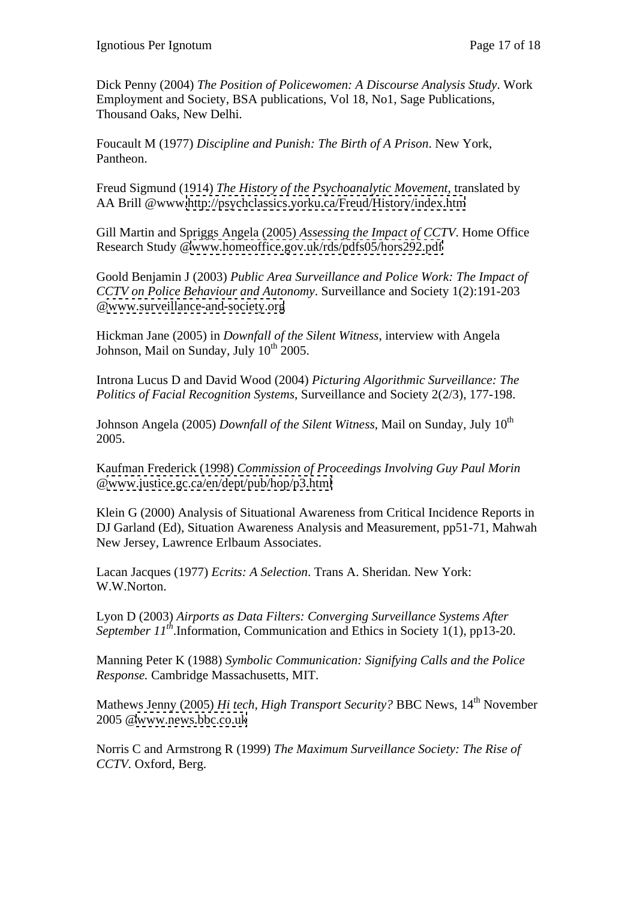Dick Penny (2004) *The Position of Policewomen: A Discourse Analysis Study*. Work Employment and Society, BSA publications, Vol 18, No1, Sage Publications, Thousand Oaks, New Delhi.

Foucault M (1977) *Discipline and Punish: The Birth of A Prison*. New York, Pantheon.

Freud Sigmund (1914) *The History of the Psychoanalytic Movement*, translated by AA Brill @www.http://psychclassics.yorku.ca/Freud/History/index.htm

Gill Martin and Spriggs Angela (2005) *Assessing the Impact of CCTV*. Home Office Research Study @www.homeoffice.gov.uk/rds/pdfs05/hors292.pdf

Goold Benjamin J (2003) *Public Area Surveillance and Police Work: The Impact of CCTV on Police Behaviour and Autonomy*. Surveillance and Society 1(2):191-203 @www.surveillance-and-society.org

Hickman Jane (2005) in *Downfall of the Silent Witness*, interview with Angela Johnson, Mail on Sunday, July 10th 2005.

Introna Lucus D and David Wood (2004) *Picturing Algorithmic Surveillance: The Politics of Facial Recognition Systems*, Surveillance and Society 2(2/3), 177-198.

Johnson Angela (2005) *Downfall of the Silent Witness*, Mail on Sunday, July 10th 2005.

Kaufman Frederick (1998) *Commission of Proceedings Involving Guy Paul Morin* @www.justice.gc.ca/en/dept/pub/hop/p3.html

Klein G (2000) Analysis of Situational Awareness from Critical Incidence Reports in DJ Garland (Ed), Situation Awareness Analysis and Measurement, pp51-71, Mahwah New Jersey, Lawrence Erlbaum Associates.

Lacan Jacques (1977) *Ecrits: A Selection*. Trans A. Sheridan. New York: W.W.Norton.

Lyon D (2003) *Airports as Data Filters: Converging Surveillance Systems After September 11th*.Information, Communication and Ethics in Society 1(1), pp13-20.

Manning Peter K (1988) *Symbolic Communication: Signifying Calls and the Police Response.* Cambridge Massachusetts, MIT.

Mathews Jenny (2005) *Hi tech, High Transport Security?* BBC News, 14th November 2005 @www.news.bbc.co.uk

Norris C and Armstrong R (1999) *The Maximum Surveillance Society: The Rise of CCTV.* Oxford, Berg.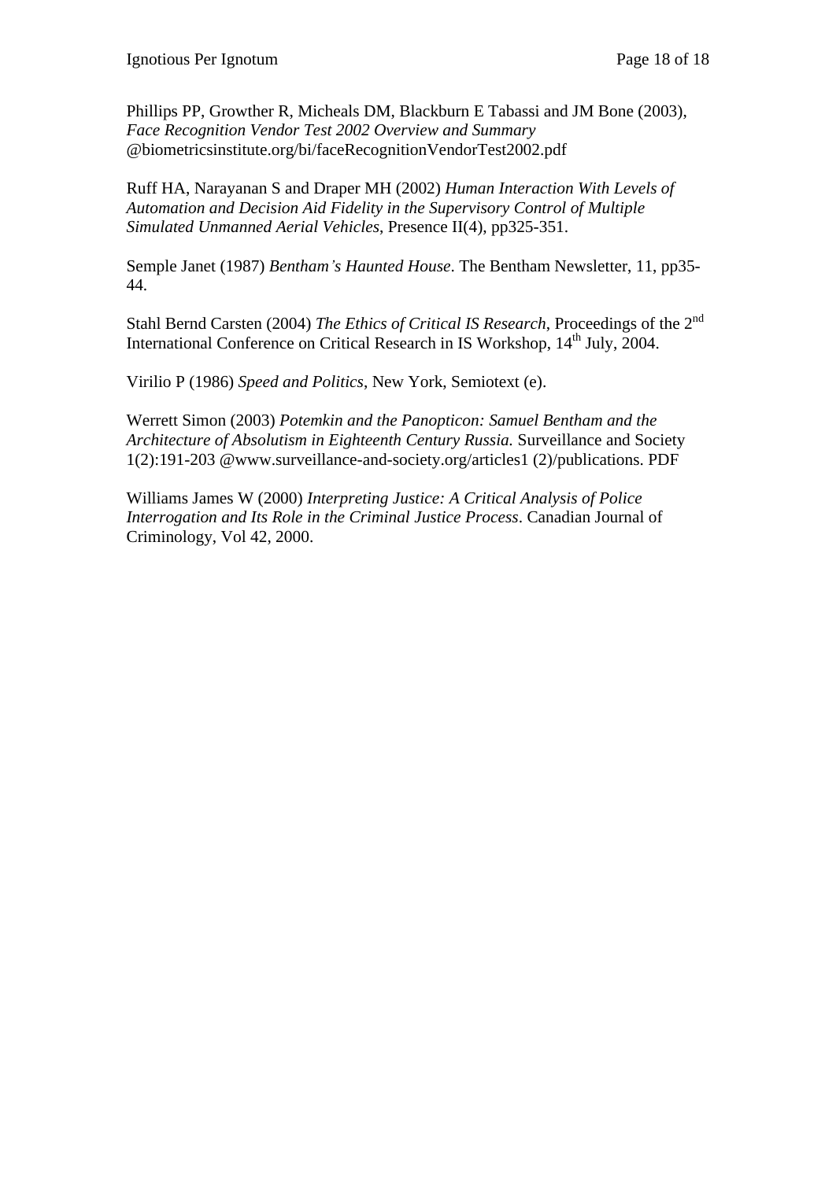Phillips PP, Growther R, Micheals DM, Blackburn E Tabassi and JM Bone (2003), *Face Recognition Vendor Test 2002 Overview and Summary* @biometricsinstitute.org/bi/faceRecognitionVendorTest2002.pdf

Ruff HA, Narayanan S and Draper MH (2002) *Human Interaction With Levels of Automation and Decision Aid Fidelity in the Supervisory Control of Multiple Simulated Unmanned Aerial Vehicles*, Presence II(4), pp325-351.

Semple Janet (1987) *Bentham's Haunted House.* The Bentham Newsletter, 11, pp35-44.

Stahl Bernd Carsten (2004) *The Ethics of Critical IS Research*, Proceedings of the 2nd International Conference on Critical Research in IS Workshop, 14th July, 2004.

Virilio P (1986) *Speed and Politics*, New York, Semiotext (e).

Werrett Simon (2003) *Potemkin and the Panopticon: Samuel Bentham and the Architecture of Absolutism in Eighteenth Century Russia.* Surveillance and Society 1(2):191-203 @www.surveillance-and-society.org/articles1 (2)/publications. PDF

Williams James W (2000) *Interpreting Justice: A Critical Analysis of Police Interrogation and Its Role in the Criminal Justice Process*. Canadian Journal of Criminology, Vol 42, 2000.